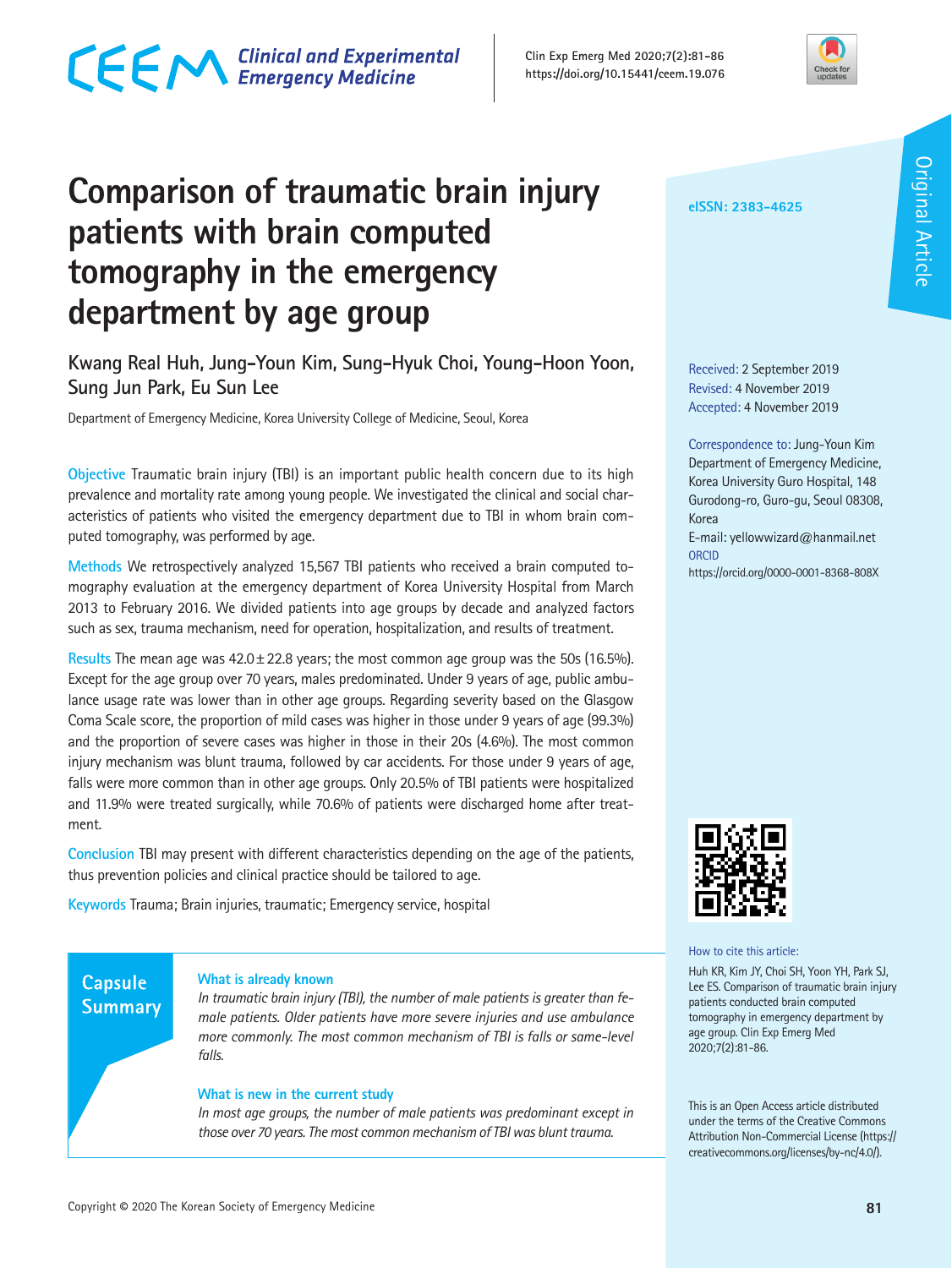Original Article

# Comparison of traumatic brain injury patients with brain computed tomography in the emergency department by age group

Kwang Real Huh, Jung-Youn Kim, Sung-Hyuk Choi, Young-Hoon Yoon, Sung Jun Park, Eu Sun Lee

Department of Emergency Medicine, Korea University College of Medicine, Seoul, Korea

eISSN: 2383-4625

Received: 2 September 2019
Revised: 4 November 2019
Accepted: 4 November 2019

Correspondence to: Jung-Youn Kim
Department of Emergency Medicine, Korea University Guro Hospital, 148 Gurodong-ro, Guro-gu, Seoul 08308, Korea
E-mail: yellowwizard@hanmail.net
ORCID
https://orcid.org/0000-0001-8368-808X

**Objective** Traumatic brain injury (TBI) is an important public health concern due to its high prevalence and mortality rate among young people. We investigated the clinical and social characteristics of patients who visited the emergency department due to TBI in whom brain computed tomography, was performed by age.

**Methods** We retrospectively analyzed 15,567 TBI patients who received a brain computed tomography evaluation at the emergency department of Korea University Hospital from March 2013 to February 2016. We divided patients into age groups by decade and analyzed factors such as sex, trauma mechanism, need for operation, hospitalization, and results of treatment.

**Results** The mean age was 42.0±22.8 years; the most common age group was the 50s (16.5%). Except for the age group over 70 years, males predominated. Under 9 years of age, public ambulance usage rate was lower than in other age groups. Regarding severity based on the Glasgow Coma Scale score, the proportion of mild cases was higher in those under 9 years of age (99.3%) and the proportion of severe cases was higher in those in their 20s (4.6%). The most common injury mechanism was blunt trauma, followed by car accidents. For those under 9 years of age, falls were more common than in other age groups. Only 20.5% of TBI patients were hospitalized and 11.9% were treated surgically, while 70.6% of patients were discharged home after treatment.

**Conclusion** TBI may present with different characteristics depending on the age of the patients, thus prevention policies and clinical practice should be tailored to age.

**Keywords** Trauma; Brain injuries, traumatic; Emergency service, hospital

## Capsule Summary

**What is already known**

*In traumatic brain injury (TBI), the number of male patients is greater than female patients. Older patients have more severe injuries and use ambulance more commonly. The most common mechanism of TBI is falls or same-level falls.*

**What is new in the current study**

*In most age groups, the number of male patients was predominant except in those over 70 years. The most common mechanism of TBI was blunt trauma.*

How to cite this article:
Huh KR, Kim JY, Choi SH, Yoon YH, Park SJ, Lee ES. Comparison of traumatic brain injury patients conducted brain computed tomography in emergency department by age group. Clin Exp Emerg Med 2020;7(2):81-86.

This is an Open Access article distributed under the terms of the Creative Commons Attribution Non-Commercial License (https://creativecommons.org/licenses/by-nc/4.0/).

Copyright © 2020 The Korean Society of Emergency Medicine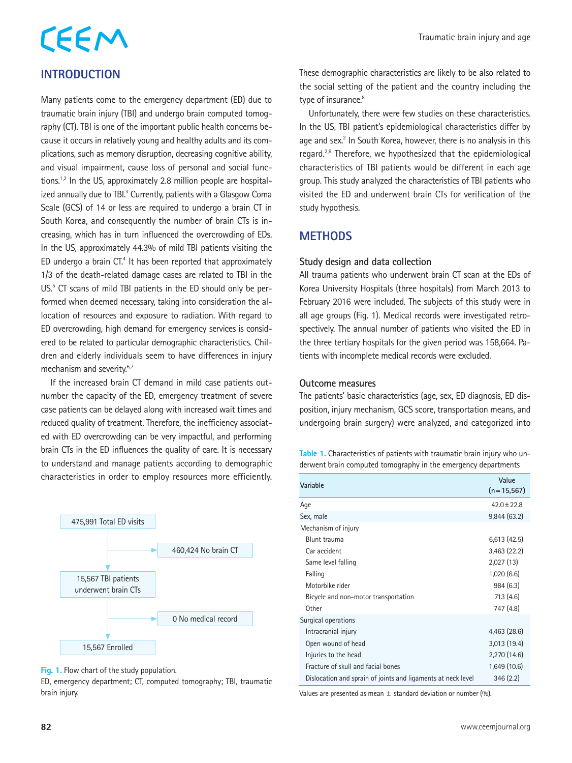## INTRODUCTION

Many patients come to the emergency department (ED) due to traumatic brain injury (TBI) and undergo brain computed tomography (CT). TBI is one of the important public health concerns because it occurs in relatively young and healthy adults and its complications, such as memory disruption, decreasing cognitive ability, and visual impairment, cause loss of personal and social functions.[1,2] In the US, approximately 2.8 million people are hospitalized annually due to TBI.[3] Currently, patients with a Glasgow Coma Scale (GCS) of 14 or less are required to undergo a brain CT in South Korea, and consequently the number of brain CTs is increasing, which has in turn influenced the overcrowding of EDs. In the US, approximately 44.3% of mild TBI patients visiting the ED undergo a brain CT.[4] It has been reported that approximately 1/3 of the death-related damage cases are related to TBI in the US.[5] CT scans of mild TBI patients in the ED should only be performed when deemed necessary, taking into consideration the allocation of resources and exposure to radiation. With regard to ED overcrowding, high demand for emergency services is considered to be related to particular demographic characteristics. Children and elderly individuals seem to have differences in injury mechanism and severity.[6,7]

If the increased brain CT demand in mild case patients outnumber the capacity of the ED, emergency treatment of severe case patients can be delayed along with increased wait times and reduced quality of treatment. Therefore, the inefficiency associated with ED overcrowding can be very impactful, and performing brain CTs in the ED influences the quality of care. It is necessary to understand and manage patients according to demographic characteristics in order to employ resources more efficiently. These demographic characteristics are likely to be also related to the social setting of the patient and the country including the type of insurance.[8]

Unfortunately, there were few studies on these characteristics. In the US, TBI patient's epidemiological characteristics differ by age and sex.[2] In South Korea, however, there is no analysis in this regard.[2,9] Therefore, we hypothesized that the epidemiological characteristics of TBI patients would be different in each age group. This study analyzed the characteristics of TBI patients who visited the ED and underwent brain CTs for verification of the study hypothesis.

```
475,991 Total ED visits
   |
   |----> 460,424 No brain CT
   v
15,567 TBI patients underwent brain CTs
   |
   |----> 0 No medical record
   v
15,567 Enrolled
```

Fig. 1. Flow chart of the study population.
ED, emergency department; CT, computed tomography; TBI, traumatic brain injury.

## METHODS

### Study design and data collection

All trauma patients who underwent brain CT scan at the EDs of Korea University Hospitals (three hospitals) from March 2013 to February 2016 were included. The subjects of this study were in all age groups (Fig. 1). Medical records were investigated retrospectively. The annual number of patients who visited the ED in the three tertiary hospitals for the given period was 158,664. Patients with incomplete medical records were excluded.

### Outcome measures

The patients' basic characteristics (age, sex, ED diagnosis, ED disposition, injury mechanism, GCS score, transportation means, and undergoing brain surgery) were analyzed, and categorized into

Table 1. Characteristics of patients with traumatic brain injury who underwent brain computed tomography in the emergency departments

| Variable | Value (n = 15,567) |
|---|---|
| Age | 42.0 ± 22.8 |
| Sex, male | 9,844 (63.2) |
| Mechanism of injury | |
| Blunt trauma | 6,613 (42.5) |
| Car accident | 3,463 (22.2) |
| Same level falling | 2,027 (13) |
| Falling | 1,020 (6.6) |
| Motorbike rider | 984 (6.3) |
| Bicycle and non-motor transportation | 713 (4.6) |
| Other | 747 (4.8) |
| Surgical operations | |
| Intracranial injury | 4,463 (28.6) |
| Open wound of head | 3,013 (19.4) |
| Injuries to the head | 2,270 (14.6) |
| Fracture of skull and facial bones | 1,649 (10.6) |
| Dislocation and sprain of joints and ligaments at neck level | 346 (2.2) |

Values are presented as mean ± standard deviation or number (%).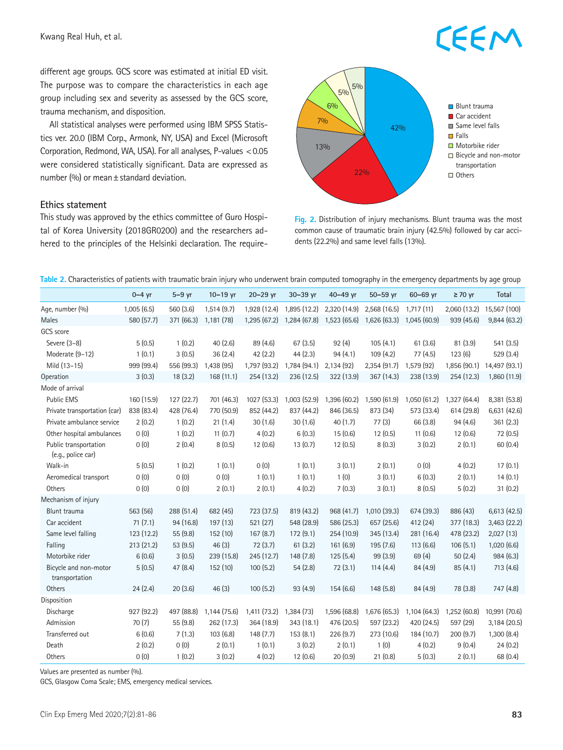different age groups. GCS score was estimated at initial ED visit. The purpose was to compare the characteristics in each age group including sex and severity as assessed by the GCS score, trauma mechanism, and disposition.

All statistical analyses were performed using IBM SPSS Statistics ver. 20.0 (IBM Corp., Armonk, NY, USA) and Excel (Microsoft Corporation, Redmond, WA, USA). For all analyses, P-values <0.05 were considered statistically significant. Data are expressed as number (%) or mean±standard deviation.

### Ethics statement

This study was approved by the ethics committee of Guro Hospital of Korea University (2018GR0200) and the researchers adhered to the principles of the Helsinki declaration. The require-

Fig. 2. Distribution of injury mechanisms. Blunt trauma was the most common cause of traumatic brain injury (42.5%) followed by car accidents (22.2%) and same level falls (13%).

Table 2. Characteristics of patients with traumatic brain injury who underwent brain computed tomography in the emergency departments by age group

| | 0–4 yr | 5–9 yr | 10–19 yr | 20–29 yr | 30–39 yr | 40–49 yr | 50–59 yr | 60–69 yr | ≥70 yr | Total |
|---|---|---|---|---|---|---|---|---|---|---|
| Age, number (%) | 1,005 (6.5) | 560 (3.6) | 1,514 (9.7) | 1,928 (12.4) | 1,895 (12.2) | 2,320 (14.9) | 2,568 (16.5) | 1,717 (11) | 2,060 (13.2) | 15,567 (100) |
| Males | 580 (57.7) | 371 (66.3) | 1,181 (78) | 1,295 (67.2) | 1,284 (67.8) | 1,523 (65.6) | 1,626 (63.3) | 1,045 (60.9) | 939 (45.6) | 9,844 (63.2) |
| GCS score | | | | | | | | | | |
| Severe (3–8) | 5 (0.5) | 1 (0.2) | 40 (2.6) | 89 (4.6) | 67 (3.5) | 92 (4) | 105 (4.1) | 61 (3.6) | 81 (3.9) | 541 (3.5) |
| Moderate (9–12) | 1 (0.1) | 3 (0.5) | 36 (2.4) | 42 (2.2) | 44 (2.3) | 94 (4.1) | 109 (4.2) | 77 (4.5) | 123 (6) | 529 (3.4) |
| Mild (13–15) | 999 (99.4) | 556 (99.3) | 1,438 (95) | 1,797 (93.2) | 1,784 (94.1) | 2,134 (92) | 2,354 (91.7) | 1,579 (92) | 1,856 (90.1) | 14,497 (93.1) |
| Operation | 3 (0.3) | 18 (3.2) | 168 (11.1) | 254 (13.2) | 236 (12.5) | 322 (13.9) | 367 (14.3) | 238 (13.9) | 254 (12.3) | 1,860 (11.9) |
| Mode of arrival | | | | | | | | | | |
| Public EMS | 160 (15.9) | 127 (22.7) | 701 (46.3) | 1027 (53.3) | 1,003 (52.9) | 1,396 (60.2) | 1,590 (61.9) | 1,050 (61.2) | 1,327 (64.4) | 8,381 (53.8) |
| Private transportation (car) | 838 (83.4) | 428 (76.4) | 770 (50.9) | 852 (44.2) | 837 (44.2) | 846 (36.5) | 873 (34) | 573 (33.4) | 614 (29.8) | 6,631 (42.6) |
| Private ambulance service | 2 (0.2) | 1 (0.2) | 21 (1.4) | 30 (1.6) | 30 (1.6) | 40 (1.7) | 77 (3) | 66 (3.8) | 94 (4.6) | 361 (2.3) |
| Other hospital ambulances | 0 (0) | 1 (0.2) | 11 (0.7) | 4 (0.2) | 6 (0.3) | 15 (0.6) | 12 (0.5) | 11 (0.6) | 12 (0.6) | 72 (0.5) |
| Public transportation (e.g., police car) | 0 (0) | 2 (0.4) | 8 (0.5) | 12 (0.6) | 13 (0.7) | 12 (0.5) | 8 (0.3) | 3 (0.2) | 2 (0.1) | 60 (0.4) |
| Walk-in | 5 (0.5) | 1 (0.2) | 1 (0.1) | 0 (0) | 1 (0.1) | 3 (0.1) | 2 (0.1) | 0 (0) | 4 (0.2) | 17 (0.1) |
| Aeromedical transport | 0 (0) | 0 (0) | 0 (0) | 1 (0.1) | 1 (0.1) | 1 (0) | 3 (0.1) | 6 (0.3) | 2 (0.1) | 14 (0.1) |
| Others | 0 (0) | 0 (0) | 2 (0.1) | 2 (0.1) | 4 (0.2) | 7 (0.3) | 3 (0.1) | 8 (0.5) | 5 (0.2) | 31 (0.2) |
| Mechanism of injury | | | | | | | | | | |
| Blunt trauma | 563 (56) | 288 (51.4) | 682 (45) | 723 (37.5) | 819 (43.2) | 968 (41.7) | 1,010 (39.3) | 674 (39.3) | 886 (43) | 6,613 (42.5) |
| Car accident | 71 (7.1) | 94 (16.8) | 197 (13) | 521 (27) | 548 (28.9) | 586 (25.3) | 657 (25.6) | 412 (24) | 377 (18.3) | 3,463 (22.2) |
| Same level falling | 123 (12.2) | 55 (9.8) | 152 (10) | 167 (8.7) | 172 (9.1) | 254 (10.9) | 345 (13.4) | 281 (16.4) | 478 (23.2) | 2,027 (13) |
| Falling | 213 (21.2) | 53 (9.5) | 46 (3) | 72 (3.7) | 61 (3.2) | 161 (6.9) | 195 (7.6) | 113 (6.6) | 106 (5.1) | 1,020 (6.6) |
| Motorbike rider | 6 (0.6) | 3 (0.5) | 239 (15.8) | 245 (12.7) | 148 (7.8) | 125 (5.4) | 99 (3.9) | 69 (4) | 50 (2.4) | 984 (6.3) |
| Bicycle and non-motor transportation | 5 (0.5) | 47 (8.4) | 152 (10) | 100 (5.2) | 54 (2.8) | 72 (3.1) | 114 (4.4) | 84 (4.9) | 85 (4.1) | 713 (4.6) |
| Others | 24 (2.4) | 20 (3.6) | 46 (3) | 100 (5.2) | 93 (4.9) | 154 (6.6) | 148 (5.8) | 84 (4.9) | 78 (3.8) | 747 (4.8) |
| Disposition | | | | | | | | | | |
| Discharge | 927 (92.2) | 497 (88.8) | 1,144 (75.6) | 1,411 (73.2) | 1,384 (73) | 1,596 (68.8) | 1,676 (65.3) | 1,104 (64.3) | 1,252 (60.8) | 10,991 (70.6) |
| Admission | 70 (7) | 55 (9.8) | 262 (17.3) | 364 (18.9) | 343 (18.1) | 476 (20.5) | 597 (23.2) | 420 (24.5) | 597 (29) | 3,184 (20.5) |
| Transferred out | 6 (0.6) | 7 (1.3) | 103 (6.8) | 148 (7.7) | 153 (8.1) | 226 (9.7) | 273 (10.6) | 184 (10.7) | 200 (9.7) | 1,300 (8.4) |
| Death | 2 (0.2) | 0 (0) | 2 (0.1) | 1 (0.1) | 3 (0.2) | 2 (0.1) | 1 (0) | 4 (0.2) | 9 (0.4) | 24 (0.2) |
| Others | 0 (0) | 1 (0.2) | 3 (0.2) | 4 (0.2) | 12 (0.6) | 20 (0.9) | 21 (0.8) | 5 (0.3) | 2 (0.1) | 68 (0.4) |

Values are presented as number (%).

GCS, Glasgow Coma Scale; EMS, emergency medical services.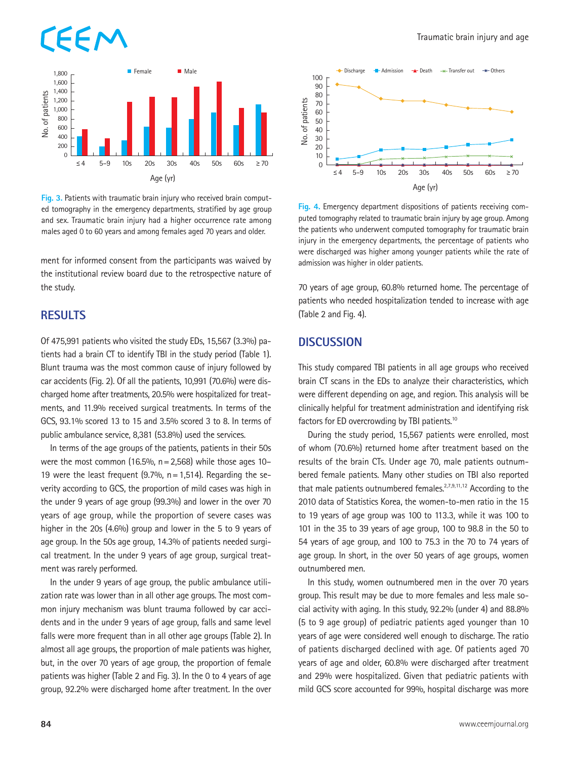Fig. 3. Patients with traumatic brain injury who received brain computed tomography in the emergency departments, stratified by age group and sex. Traumatic brain injury had a higher occurrence rate among males aged 0 to 60 years and among females aged 70 years and older.

Fig. 4. Emergency department dispositions of patients receiving computed tomography related to traumatic brain injury by age group. Among the patients who underwent computed tomography for traumatic brain injury in the emergency departments, the percentage of patients who were discharged was higher among younger patients while the rate of admission was higher in older patients.

ment for informed consent from the participants was waived by the institutional review board due to the retrospective nature of the study.

## RESULTS

Of 475,991 patients who visited the study EDs, 15,567 (3.3%) patients had a brain CT to identify TBI in the study period (Table 1). Blunt trauma was the most common cause of injury followed by car accidents (Fig. 2). Of all the patients, 10,991 (70.6%) were discharged home after treatments, 20.5% were hospitalized for treatments, and 11.9% received surgical treatments. In terms of the GCS, 93.1% scored 13 to 15 and 3.5% scored 3 to 8. In terms of public ambulance service, 8,381 (53.8%) used the services.

In terms of the age groups of the patients, patients in their 50s were the most common (16.5%, n = 2,568) while those ages 10–19 were the least frequent (9.7%, n = 1,514). Regarding the severity according to GCS, the proportion of mild cases was high in the under 9 years of age group (99.3%) and lower in the over 70 years of age group, while the proportion of severe cases was higher in the 20s (4.6%) group and lower in the 5 to 9 years of age group. In the 50s age group, 14.3% of patients needed surgical treatment. In the under 9 years of age group, surgical treatment was rarely performed.

In the under 9 years of age group, the public ambulance utilization rate was lower than in all other age groups. The most common injury mechanism was blunt trauma followed by car accidents and in the under 9 years of age group, falls and same level falls were more frequent than in all other age groups (Table 2). In almost all age groups, the proportion of male patients was higher, but, in the over 70 years of age group, the proportion of female patients was higher (Table 2 and Fig. 3). In the 0 to 4 years of age group, 92.2% were discharged home after treatment. In the over 70 years of age group, 60.8% returned home. The percentage of patients who needed hospitalization tended to increase with age (Table 2 and Fig. 4).

## DISCUSSION

This study compared TBI patients in all age groups who received brain CT scans in the EDs to analyze their characteristics, which were different depending on age, and region. This analysis will be clinically helpful for treatment administration and identifying risk factors for ED overcrowding by TBI patients.[10]

During the study period, 15,567 patients were enrolled, most of whom (70.6%) returned home after treatment based on the results of the brain CTs. Under age 70, male patients outnumbered female patients. Many other studies on TBI also reported that male patients outnumbered females.[2,7,9,11,12] According to the 2010 data of Statistics Korea, the women-to-men ratio in the 15 to 19 years of age group was 100 to 113.3, while it was 100 to 101 in the 35 to 39 years of age group, 100 to 98.8 in the 50 to 54 years of age group, and 100 to 75.3 in the 70 to 74 years of age group. In short, in the over 50 years of age groups, women outnumbered men.

In this study, women outnumbered men in the over 70 years group. This result may be due to more females and less male social activity with aging. In this study, 92.2% (under 4) and 88.8% (5 to 9 age group) of pediatric patients aged younger than 10 years of age were considered well enough to discharge. The ratio of patients discharged declined with age. Of patients aged 70 years of age and older, 60.8% were discharged after treatment and 29% were hospitalized. Given that pediatric patients with mild GCS score accounted for 99%, hospital discharge was more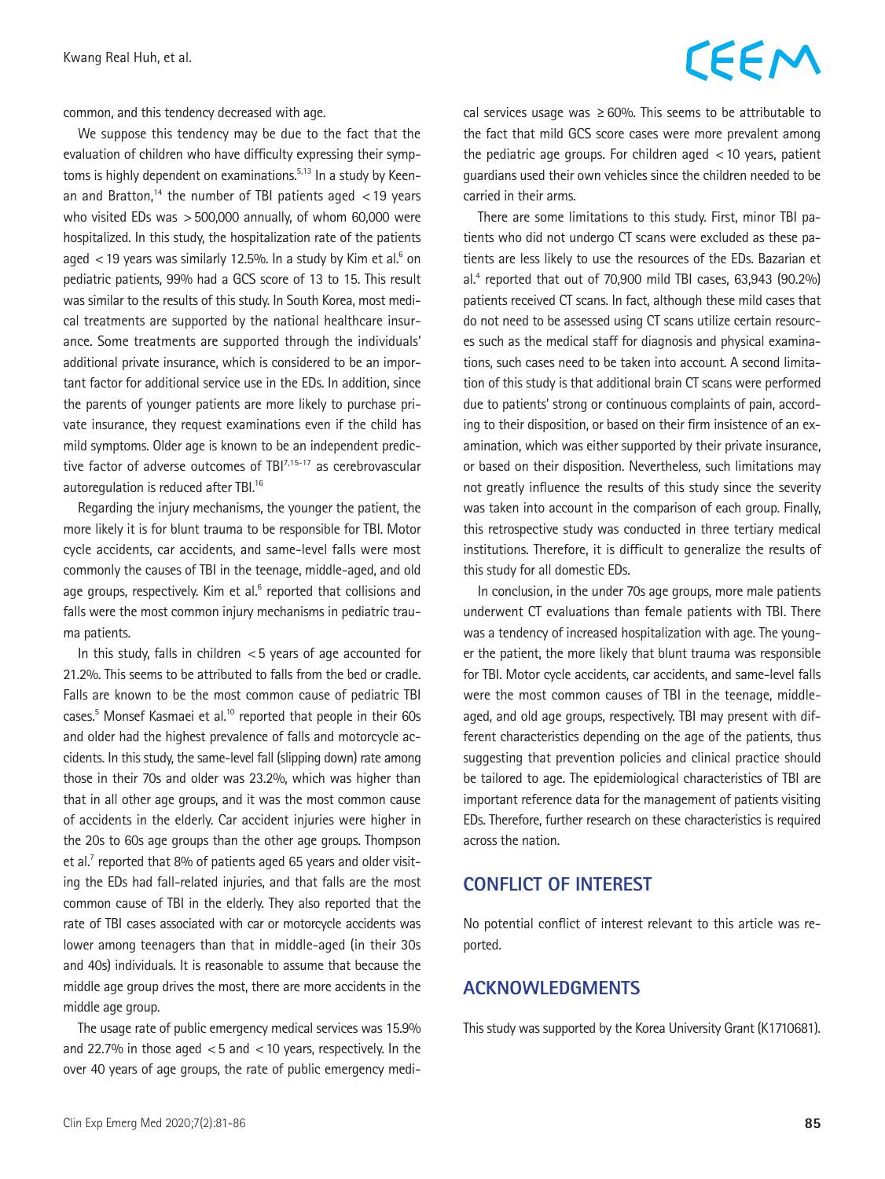common, and this tendency decreased with age.

We suppose this tendency may be due to the fact that the evaluation of children who have difficulty expressing their symptoms is highly dependent on examinations.[5,13] In a study by Keenan and Bratton,[14] the number of TBI patients aged <19 years who visited EDs was >500,000 annually, of whom 60,000 were hospitalized. In this study, the hospitalization rate of the patients aged <19 years was similarly 12.5%. In a study by Kim et al.[6] on pediatric patients, 99% had a GCS score of 13 to 15. This result was similar to the results of this study. In South Korea, most medical treatments are supported by the national healthcare insurance. Some treatments are supported through the individuals' additional private insurance, which is considered to be an important factor for additional service use in the EDs. In addition, since the parents of younger patients are more likely to purchase private insurance, they request examinations even if the child has mild symptoms. Older age is known to be an independent predictive factor of adverse outcomes of TBI[7,15-17] as cerebrovascular autoregulation is reduced after TBI.[16]

Regarding the injury mechanisms, the younger the patient, the more likely it is for blunt trauma to be responsible for TBI. Motor cycle accidents, car accidents, and same-level falls were most commonly the causes of TBI in the teenage, middle-aged, and old age groups, respectively. Kim et al.[6] reported that collisions and falls were the most common injury mechanisms in pediatric trauma patients.

In this study, falls in children <5 years of age accounted for 21.2%. This seems to be attributed to falls from the bed or cradle. Falls are known to be the most common cause of pediatric TBI cases.[5] Monsef Kasmaei et al.[10] reported that people in their 60s and older had the highest prevalence of falls and motorcycle accidents. In this study, the same-level fall (slipping down) rate among those in their 70s and older was 23.2%, which was higher than that in all other age groups, and it was the most common cause of accidents in the elderly. Car accident injuries were higher in the 20s to 60s age groups than the other age groups. Thompson et al.[7] reported that 8% of patients aged 65 years and older visiting the EDs had fall-related injuries, and that falls are the most common cause of TBI in the elderly. They also reported that the rate of TBI cases associated with car or motorcycle accidents was lower among teenagers than that in middle-aged (in their 30s and 40s) individuals. It is reasonable to assume that because the middle age group drives the most, there are more accidents in the middle age group.

The usage rate of public emergency medical services was 15.9% and 22.7% in those aged <5 and <10 years, respectively. In the over 40 years of age groups, the rate of public emergency medical services usage was ≥60%. This seems to be attributable to the fact that mild GCS score cases were more prevalent among the pediatric age groups. For children aged <10 years, patient guardians used their own vehicles since the children needed to be carried in their arms.

There are some limitations to this study. First, minor TBI patients who did not undergo CT scans were excluded as these patients are less likely to use the resources of the EDs. Bazarian et al.[4] reported that out of 70,900 mild TBI cases, 63,943 (90.2%) patients received CT scans. In fact, although these mild cases that do not need to be assessed using CT scans utilize certain resources such as the medical staff for diagnosis and physical examinations, such cases need to be taken into account. A second limitation of this study is that additional brain CT scans were performed due to patients' strong or continuous complaints of pain, according to their disposition, or based on their firm insistence of an examination, which was either supported by their private insurance, or based on their disposition. Nevertheless, such limitations may not greatly influence the results of this study since the severity was taken into account in the comparison of each group. Finally, this retrospective study was conducted in three tertiary medical institutions. Therefore, it is difficult to generalize the results of this study for all domestic EDs.

In conclusion, in the under 70s age groups, more male patients underwent CT evaluations than female patients with TBI. There was a tendency of increased hospitalization with age. The younger the patient, the more likely that blunt trauma was responsible for TBI. Motor cycle accidents, car accidents, and same-level falls were the most common causes of TBI in the teenage, middle-aged, and old age groups, respectively. TBI may present with different characteristics depending on the age of the patients, thus suggesting that prevention policies and clinical practice should be tailored to age. The epidemiological characteristics of TBI are important reference data for the management of patients visiting EDs. Therefore, further research on these characteristics is required across the nation.

## CONFLICT OF INTEREST

No potential conflict of interest relevant to this article was reported.

## ACKNOWLEDGMENTS

This study was supported by the Korea University Grant (K1710681).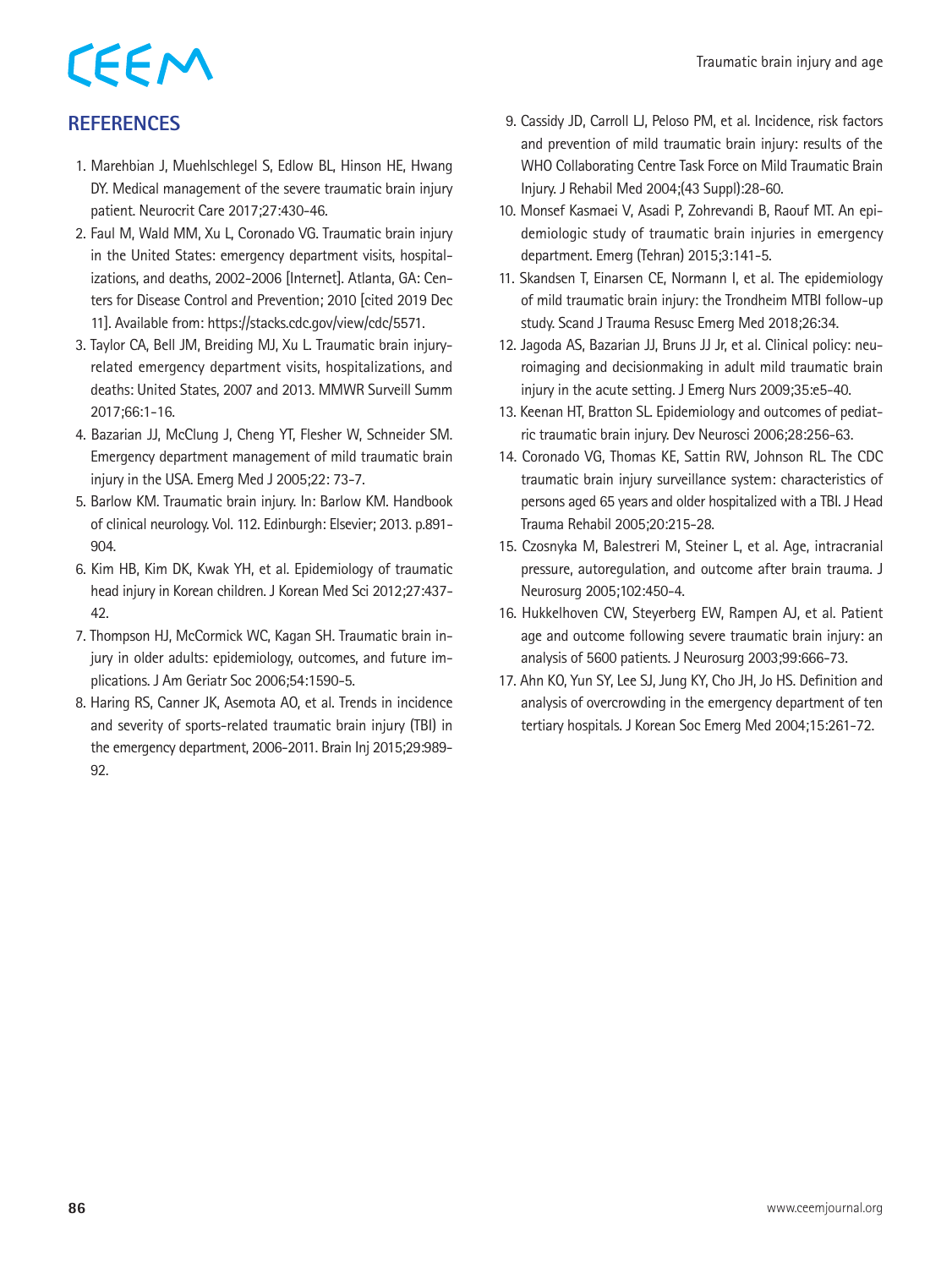## REFERENCES

1. Marehbian J, Muehlschlegel S, Edlow BL, Hinson HE, Hwang DY. Medical management of the severe traumatic brain injury patient. Neurocrit Care 2017;27:430-46.
2. Faul M, Wald MM, Xu L, Coronado VG. Traumatic brain injury in the United States: emergency department visits, hospitalizations, and deaths, 2002-2006 [Internet]. Atlanta, GA: Centers for Disease Control and Prevention; 2010 [cited 2019 Dec 11]. Available from: https://stacks.cdc.gov/view/cdc/5571.
3. Taylor CA, Bell JM, Breiding MJ, Xu L. Traumatic brain injury-related emergency department visits, hospitalizations, and deaths: United States, 2007 and 2013. MMWR Surveill Summ 2017;66:1-16.
4. Bazarian JJ, McClung J, Cheng YT, Flesher W, Schneider SM. Emergency department management of mild traumatic brain injury in the USA. Emerg Med J 2005;22: 73-7.
5. Barlow KM. Traumatic brain injury. In: Barlow KM. Handbook of clinical neurology. Vol. 112. Edinburgh: Elsevier; 2013. p.891-904.
6. Kim HB, Kim DK, Kwak YH, et al. Epidemiology of traumatic head injury in Korean children. J Korean Med Sci 2012;27:437-42.
7. Thompson HJ, McCormick WC, Kagan SH. Traumatic brain injury in older adults: epidemiology, outcomes, and future implications. J Am Geriatr Soc 2006;54:1590-5.
8. Haring RS, Canner JK, Asemota AO, et al. Trends in incidence and severity of sports-related traumatic brain injury (TBI) in the emergency department, 2006-2011. Brain Inj 2015;29:989-92.
9. Cassidy JD, Carroll LJ, Peloso PM, et al. Incidence, risk factors and prevention of mild traumatic brain injury: results of the WHO Collaborating Centre Task Force on Mild Traumatic Brain Injury. J Rehabil Med 2004;(43 Suppl):28-60.
10. Monsef Kasmaei V, Asadi P, Zohrevandi B, Raouf MT. An epidemiologic study of traumatic brain injuries in emergency department. Emerg (Tehran) 2015;3:141-5.
11. Skandsen T, Einarsen CE, Normann I, et al. The epidemiology of mild traumatic brain injury: the Trondheim MTBI follow-up study. Scand J Trauma Resusc Emerg Med 2018;26:34.
12. Jagoda AS, Bazarian JJ, Bruns JJ Jr, et al. Clinical policy: neuroimaging and decisionmaking in adult mild traumatic brain injury in the acute setting. J Emerg Nurs 2009;35:e5-40.
13. Keenan HT, Bratton SL. Epidemiology and outcomes of pediatric traumatic brain injury. Dev Neurosci 2006;28:256-63.
14. Coronado VG, Thomas KE, Sattin RW, Johnson RL. The CDC traumatic brain injury surveillance system: characteristics of persons aged 65 years and older hospitalized with a TBI. J Head Trauma Rehabil 2005;20:215-28.
15. Czosnyka M, Balestreri M, Steiner L, et al. Age, intracranial pressure, autoregulation, and outcome after brain trauma. J Neurosurg 2005;102:450-4.
16. Hukkelhoven CW, Steyerberg EW, Rampen AJ, et al. Patient age and outcome following severe traumatic brain injury: an analysis of 5600 patients. J Neurosurg 2003;99:666-73.
17. Ahn KO, Yun SY, Lee SJ, Jung KY, Cho JH, Jo HS. Definition and analysis of overcrowding in the emergency department of ten tertiary hospitals. J Korean Soc Emerg Med 2004;15:261-72.